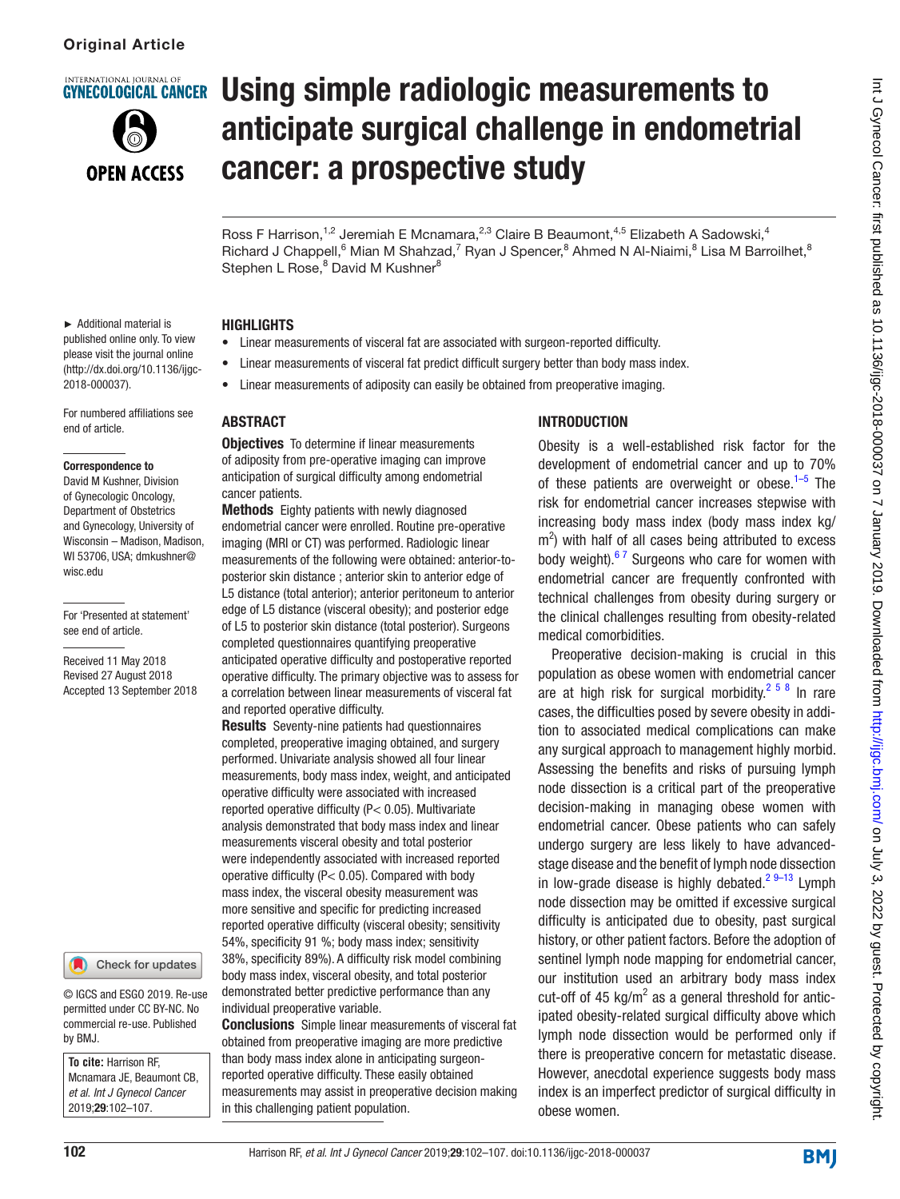Original Article

# Using simple radiologic measurements to anticipate surgical challenge in endometrial cancer: a prospective study

Ross F Harrison,[1,2] Jeremiah E Mcnamara,[2,3] Claire B Beaumont,[4,5] Elizabeth A Sadowski,[4] Richard J Chappell,[6] Mian M Shahzad,[7] Ryan J Spencer,[8] Ahmed N Al-Niaimi,[8] Lisa M Barroilhet,[8] Stephen L Rose,[8] David M Kushner[8]

► Additional material is published online only. To view please visit the journal online (http://dx.doi.org/10.1136/ijgc-2018-000037).

For numbered affiliations see end of article.

**Correspondence to**
David M Kushner, Division of Gynecologic Oncology, Department of Obstetrics and Gynecology, University of Wisconsin – Madison, Madison, WI 53706, USA; dmkushner@wisc.edu

For 'Presented at statement' see end of article.

Received 11 May 2018
Revised 27 August 2018
Accepted 13 September 2018

© IGCS and ESGO 2019. Re-use permitted under CC BY-NC. No commercial re-use. Published by BMJ.

**To cite:** Harrison RF, Mcnamara JE, Beaumont CB, *et al. Int J Gynecol Cancer* 2019;**29**:102–107.

## HIGHLIGHTS

- Linear measurements of visceral fat are associated with surgeon-reported difficulty.
- Linear measurements of visceral fat predict difficult surgery better than body mass index.
- Linear measurements of adiposity can easily be obtained from preoperative imaging.

## ABSTRACT

**Objectives** To determine if linear measurements of adiposity from pre-operative imaging can improve anticipation of surgical difficulty among endometrial cancer patients.

**Methods** Eighty patients with newly diagnosed endometrial cancer were enrolled. Routine pre-operative imaging (MRI or CT) was performed. Radiologic linear measurements of the following were obtained: anterior-to-posterior skin distance ; anterior skin to anterior edge of L5 distance (total anterior); anterior peritoneum to anterior edge of L5 distance (visceral obesity); and posterior edge of L5 to posterior skin distance (total posterior). Surgeons completed questionnaires quantifying preoperative anticipated operative difficulty and postoperative reported operative difficulty. The primary objective was to assess for a correlation between linear measurements of visceral fat and reported operative difficulty.

**Results** Seventy-nine patients had questionnaires completed, preoperative imaging obtained, and surgery performed. Univariate analysis showed all four linear measurements, body mass index, weight, and anticipated operative difficulty were associated with increased reported operative difficulty (P< 0.05). Multivariate analysis demonstrated that body mass index and linear measurements visceral obesity and total posterior were independently associated with increased reported operative difficulty (P< 0.05). Compared with body mass index, the visceral obesity measurement was more sensitive and specific for predicting increased reported operative difficulty (visceral obesity; sensitivity 54%, specificity 91 %; body mass index; sensitivity 38%, specificity 89%). A difficulty risk model combining body mass index, visceral obesity, and total posterior demonstrated better predictive performance than any individual preoperative variable.

**Conclusions** Simple linear measurements of visceral fat obtained from preoperative imaging are more predictive than body mass index alone in anticipating surgeon-reported operative difficulty. These easily obtained measurements may assist in preoperative decision making in this challenging patient population.

## INTRODUCTION

Obesity is a well-established risk factor for the development of endometrial cancer and up to 70% of these patients are overweight or obese.[1–5] The risk for endometrial cancer increases stepwise with increasing body mass index (body mass index kg/m$^2$) with half of all cases being attributed to excess body weight).[6 7] Surgeons who care for women with endometrial cancer are frequently confronted with technical challenges from obesity during surgery or the clinical challenges resulting from obesity-related medical comorbidities.

Preoperative decision-making is crucial in this population as obese women with endometrial cancer are at high risk for surgical morbidity.[2 5 8] In rare cases, the difficulties posed by severe obesity in addition to associated medical complications can make any surgical approach to management highly morbid. Assessing the benefits and risks of pursuing lymph node dissection is a critical part of the preoperative decision-making in managing obese women with endometrial cancer. Obese patients who can safely undergo surgery are less likely to have advanced-stage disease and the benefit of lymph node dissection in low-grade disease is highly debated.[2 9–13] Lymph node dissection may be omitted if excessive surgical difficulty is anticipated due to obesity, past surgical history, or other patient factors. Before the adoption of sentinel lymph node mapping for endometrial cancer, our institution used an arbitrary body mass index cut-off of 45 kg/m$^2$ as a general threshold for anticipated obesity-related surgical difficulty above which lymph node dissection would be performed only if there is preoperative concern for metastatic disease. However, anecdotal experience suggests body mass index is an imperfect predictor of surgical difficulty in obese women.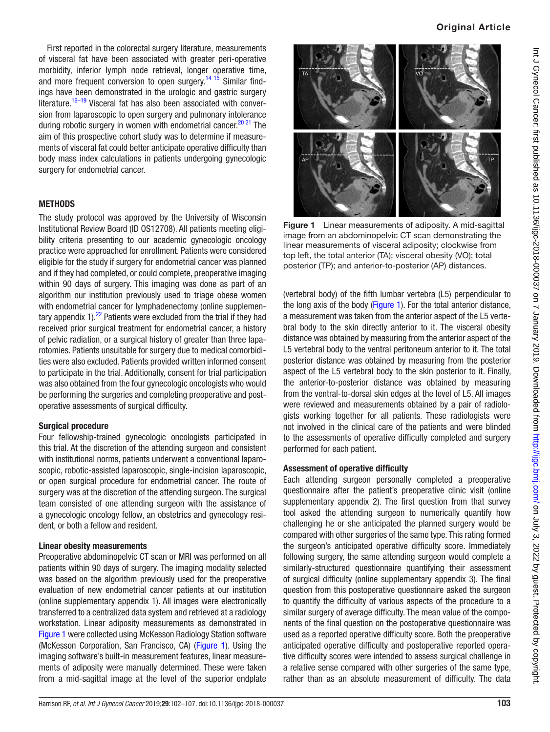First reported in the colorectal surgery literature, measurements of visceral fat have been associated with greater peri-operative morbidity, inferior lymph node retrieval, longer operative time, and more frequent conversion to open surgery.[14 15] Similar findings have been demonstrated in the urologic and gastric surgery literature.[16–19] Visceral fat has also been associated with conversion from laparoscopic to open surgery and pulmonary intolerance during robotic surgery in women with endometrial cancer.[20 21] The aim of this prospective cohort study was to determine if measurements of visceral fat could better anticipate operative difficulty than body mass index calculations in patients undergoing gynecologic surgery for endometrial cancer.

## METHODS

The study protocol was approved by the University of Wisconsin Institutional Review Board (ID OS12708). All patients meeting eligibility criteria presenting to our academic gynecologic oncology practice were approached for enrollment. Patients were considered eligible for the study if surgery for endometrial cancer was planned and if they had completed, or could complete, preoperative imaging within 90 days of surgery. This imaging was done as part of an algorithm our institution previously used to triage obese women with endometrial cancer for lymphadenectomy (online supplementary appendix 1).[22] Patients were excluded from the trial if they had received prior surgical treatment for endometrial cancer, a history of pelvic radiation, or a surgical history of greater than three laparotomies. Patients unsuitable for surgery due to medical comorbidities were also excluded. Patients provided written informed consent to participate in the trial. Additionally, consent for trial participation was also obtained from the four gynecologic oncologists who would be performing the surgeries and completing preoperative and postoperative assessments of surgical difficulty.

### Surgical procedure

Four fellowship-trained gynecologic oncologists participated in this trial. At the discretion of the attending surgeon and consistent with institutional norms, patients underwent a conventional laparoscopic, robotic-assisted laparoscopic, single-incision laparoscopic, or open surgical procedure for endometrial cancer. The route of surgery was at the discretion of the attending surgeon. The surgical team consisted of one attending surgeon with the assistance of a gynecologic oncology fellow, an obstetrics and gynecology resident, or both a fellow and resident.

### Linear obesity measurements

Preoperative abdominopelvic CT scan or MRI was performed on all patients within 90 days of surgery. The imaging modality selected was based on the algorithm previously used for the preoperative evaluation of new endometrial cancer patients at our institution (online supplementary appendix 1). All images were electronically transferred to a centralized data system and retrieved at a radiology workstation. Linear adiposity measurements as demonstrated in Figure 1 were collected using McKesson Radiology Station software (McKesson Corporation, San Francisco, CA) (Figure 1). Using the imaging software's built-in measurement features, linear measurements of adiposity were manually determined. These were taken from a mid-sagittal image at the level of the superior endplate (vertebral body) of the fifth lumbar vertebra (L5) perpendicular to the long axis of the body (Figure 1). For the total anterior distance, a measurement was taken from the anterior aspect of the L5 vertebral body to the skin directly anterior to it. The visceral obesity distance was obtained by measuring from the anterior aspect of the L5 vertebral body to the ventral peritoneum anterior to it. The total posterior distance was obtained by measuring from the posterior aspect of the L5 vertebral body to the skin posterior to it. Finally, the anterior-to-posterior distance was obtained by measuring from the ventral-to-dorsal skin edges at the level of L5. All images were reviewed and measurements obtained by a pair of radiologists working together for all patients. These radiologists were not involved in the clinical care of the patients and were blinded to the assessments of operative difficulty completed and surgery performed for each patient.

**Figure 1** Linear measurements of adiposity. A mid-sagittal image from an abdominopelvic CT scan demonstrating the linear measurements of visceral adiposity; clockwise from top left, the total anterior (TA); visceral obesity (VO); total posterior (TP); and anterior-to-posterior (AP) distances.

### Assessment of operative difficulty

Each attending surgeon personally completed a preoperative questionnaire after the patient's preoperative clinic visit (online supplementary appendix 2). The first question from that survey tool asked the attending surgeon to numerically quantify how challenging he or she anticipated the planned surgery would be compared with other surgeries of the same type. This rating formed the surgeon's anticipated operative difficulty score. Immediately following surgery, the same attending surgeon would complete a similarly-structured questionnaire quantifying their assessment of surgical difficulty (online supplementary appendix 3). The final question from this postoperative questionnaire asked the surgeon to quantify the difficulty of various aspects of the procedure to a similar surgery of average difficulty. The mean value of the components of the final question on the postoperative questionnaire was used as a reported operative difficulty score. Both the preoperative anticipated operative difficulty and postoperative reported operative difficulty scores were intended to assess surgical challenge in a relative sense compared with other surgeries of the same type, rather than as an absolute measurement of difficulty. The data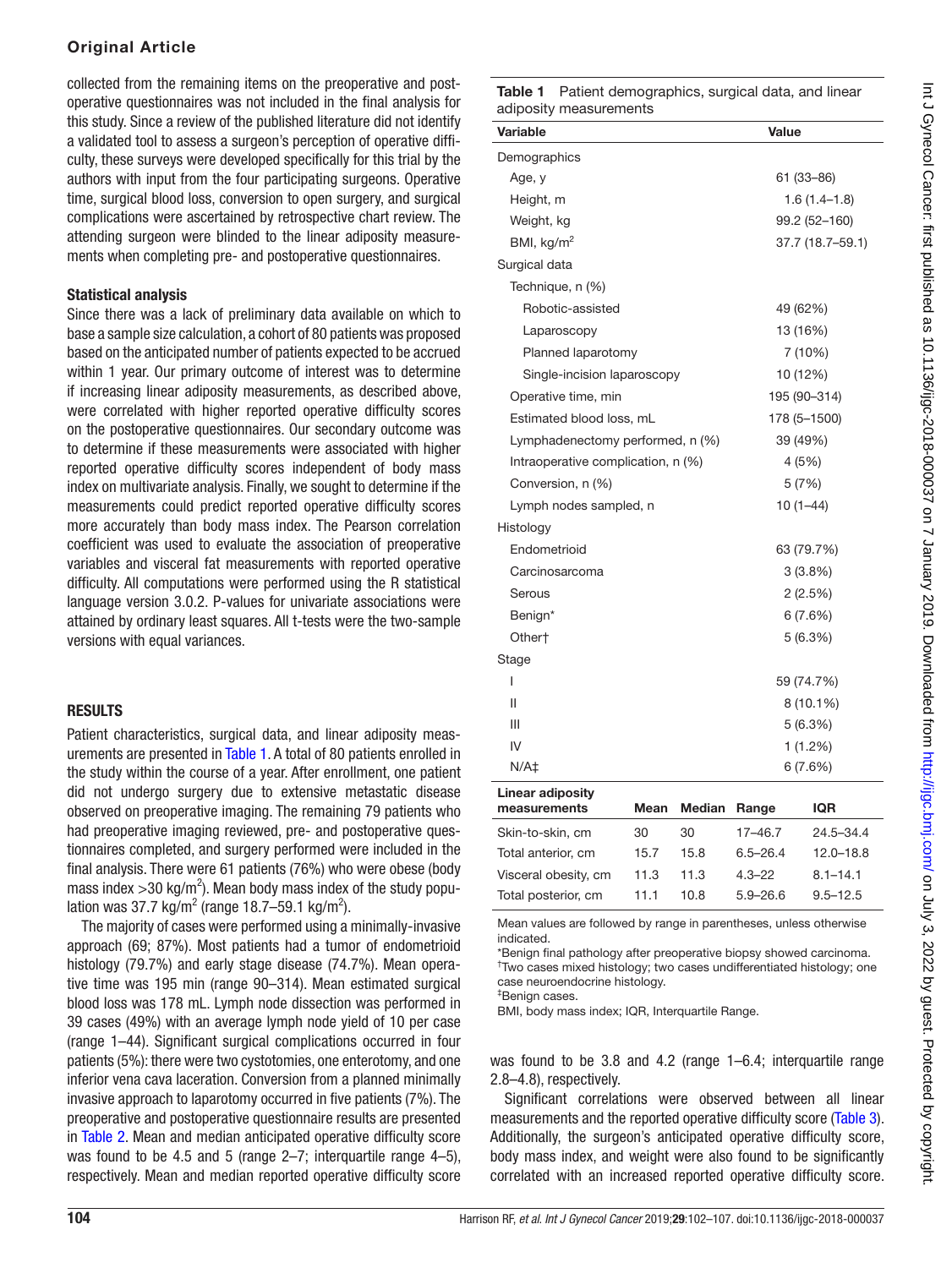collected from the remaining items on the preoperative and postoperative questionnaires was not included in the final analysis for this study. Since a review of the published literature did not identify a validated tool to assess a surgeon's perception of operative difficulty, these surveys were developed specifically for this trial by the authors with input from the four participating surgeons. Operative time, surgical blood loss, conversion to open surgery, and surgical complications were ascertained by retrospective chart review. The attending surgeon were blinded to the linear adiposity measurements when completing pre- and postoperative questionnaires.

### Statistical analysis

Since there was a lack of preliminary data available on which to base a sample size calculation, a cohort of 80 patients was proposed based on the anticipated number of patients expected to be accrued within 1 year. Our primary outcome of interest was to determine if increasing linear adiposity measurements, as described above, were correlated with higher reported operative difficulty scores on the postoperative questionnaires. Our secondary outcome was to determine if these measurements were associated with higher reported operative difficulty scores independent of body mass index on multivariate analysis. Finally, we sought to determine if the measurements could predict reported operative difficulty scores more accurately than body mass index. The Pearson correlation coefficient was used to evaluate the association of preoperative variables and visceral fat measurements with reported operative difficulty. All computations were performed using the R statistical language version 3.0.2. P-values for univariate associations were attained by ordinary least squares. All t-tests were the two-sample versions with equal variances.

## RESULTS

Patient characteristics, surgical data, and linear adiposity measurements are presented in Table 1. A total of 80 patients enrolled in the study within the course of a year. After enrollment, one patient did not undergo surgery due to extensive metastatic disease observed on preoperative imaging. The remaining 79 patients who had preoperative imaging reviewed, pre- and postoperative questionnaires completed, and surgery performed were included in the final analysis. There were 61 patients (76%) who were obese (body mass index >30 kg/m$^2$). Mean body mass index of the study population was 37.7 kg/m$^2$ (range 18.7–59.1 kg/m$^2$).

The majority of cases were performed using a minimally-invasive approach (69; 87%). Most patients had a tumor of endometrioid histology (79.7%) and early stage disease (74.7%). Mean operative time was 195 min (range 90–314). Mean estimated surgical blood loss was 178 mL. Lymph node dissection was performed in 39 cases (49%) with an average lymph node yield of 10 per case (range 1–44). Significant surgical complications occurred in four patients (5%): there were two cystotomies, one enterotomy, and one inferior vena cava laceration. Conversion from a planned minimally invasive approach to laparotomy occurred in five patients (7%). The preoperative and postoperative questionnaire results are presented in Table 2. Mean and median anticipated operative difficulty score was found to be 4.5 and 5 (range 2–7; interquartile range 4–5), respectively. Mean and median reported operative difficulty score was found to be 3.8 and 4.2 (range 1–6.4; interquartile range 2.8–4.8), respectively.

Significant correlations were observed between all linear measurements and the reported operative difficulty score (Table 3). Additionally, the surgeon's anticipated operative difficulty score, body mass index, and weight were also found to be significantly correlated with an increased reported operative difficulty score.

**Table 1** Patient demographics, surgical data, and linear adiposity measurements

| Variable | Value |
|---|---|
| **Demographics** | |
| Age, y | 61 (33–86) |
| Height, m | 1.6 (1.4–1.8) |
| Weight, kg | 99.2 (52–160) |
| BMI, kg/m$^2$ | 37.7 (18.7–59.1) |
| **Surgical data** | |
| Technique, n (%) | |
| Robotic-assisted | 49 (62%) |
| Laparoscopy | 13 (16%) |
| Planned laparotomy | 7 (10%) |
| Single-incision laparoscopy | 10 (12%) |
| Operative time, min | 195 (90–314) |
| Estimated blood loss, mL | 178 (5–1500) |
| Lymphadenectomy performed, n (%) | 39 (49%) |
| Intraoperative complication, n (%) | 4 (5%) |
| Conversion, n (%) | 5 (7%) |
| Lymph nodes sampled, n | 10 (1–44) |
| **Histology** | |
| Endometrioid | 63 (79.7%) |
| Carcinosarcoma | 3 (3.8%) |
| Serous | 2 (2.5%) |
| Benign* | 6 (7.6%) |
| Other† | 5 (6.3%) |
| **Stage** | |
| I | 59 (74.7%) |
| II | 8 (10.1%) |
| III | 5 (6.3%) |
| IV | 1 (1.2%) |
| N/A‡ | 6 (7.6%) |

| Linear adiposity measurements | Mean | Median | Range | IQR |
|---|---|---|---|---|
| Skin-to-skin, cm | 30 | 30 | 17–46.7 | 24.5–34.4 |
| Total anterior, cm | 15.7 | 15.8 | 6.5–26.4 | 12.0–18.8 |
| Visceral obesity, cm | 11.3 | 11.3 | 4.3–22 | 8.1–14.1 |
| Total posterior, cm | 11.1 | 10.8 | 5.9–26.6 | 9.5–12.5 |

Mean values are followed by range in parentheses, unless otherwise indicated.

*Benign final pathology after preoperative biopsy showed carcinoma.

†Two cases mixed histology; two cases undifferentiated histology; one case neuroendocrine histology.

‡Benign cases.

BMI, body mass index; IQR, Interquartile Range.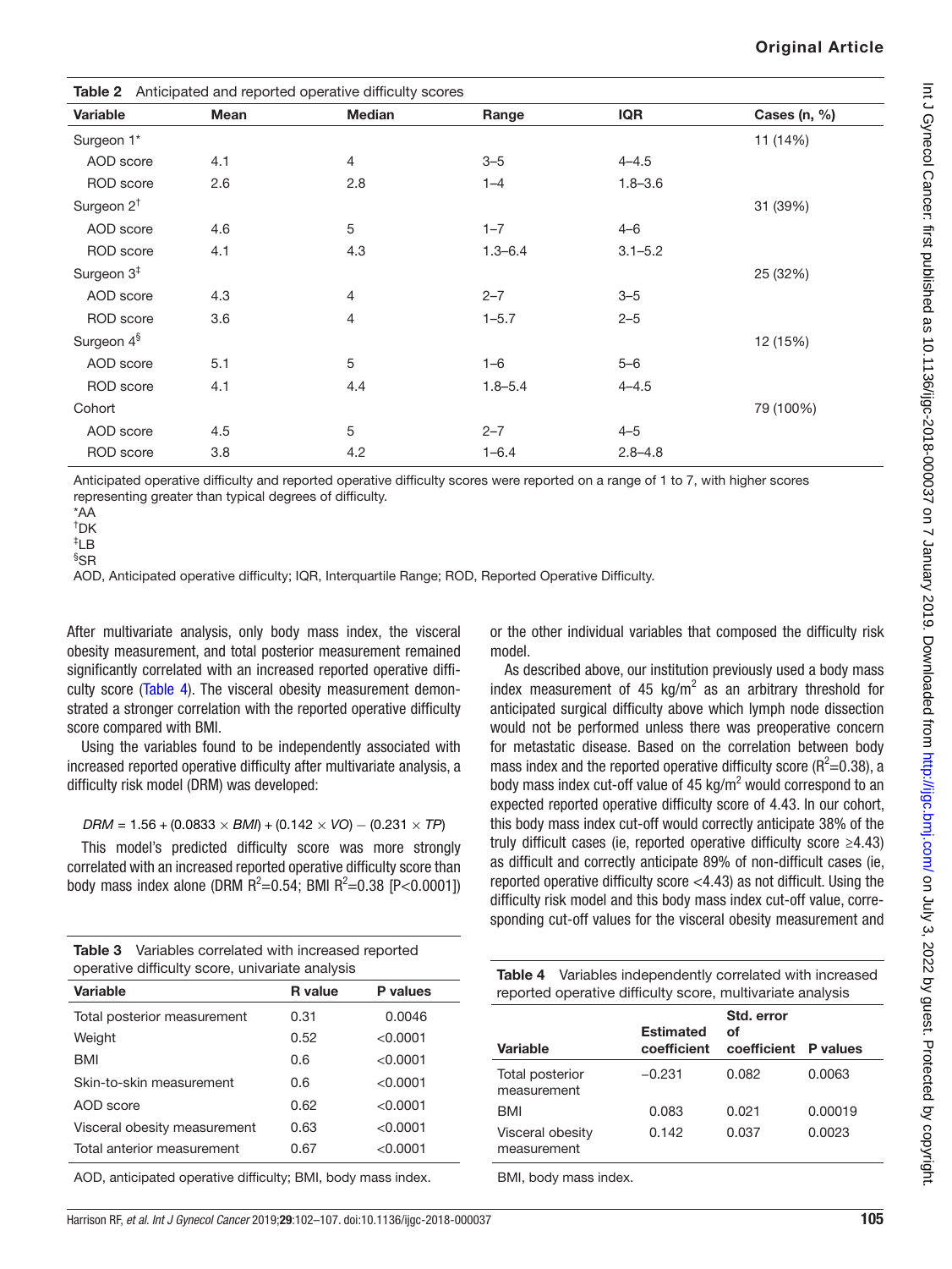**Table 2** Anticipated and reported operative difficulty scores

| Variable | Mean | Median | Range | IQR | Cases (n, %) |
|---|---|---|---|---|---|
| Surgeon 1* | | | | | 11 (14%) |
| AOD score | 4.1 | 4 | 3–5 | 4–4.5 | |
| ROD score | 2.6 | 2.8 | 1–4 | 1.8–3.6 | |
| Surgeon 2† | | | | | 31 (39%) |
| AOD score | 4.6 | 5 | 1–7 | 4–6 | |
| ROD score | 4.1 | 4.3 | 1.3–6.4 | 3.1–5.2 | |
| Surgeon 3‡ | | | | | 25 (32%) |
| AOD score | 4.3 | 4 | 2–7 | 3–5 | |
| ROD score | 3.6 | 4 | 1–5.7 | 2–5 | |
| Surgeon 4§ | | | | | 12 (15%) |
| AOD score | 5.1 | 5 | 1–6 | 5–6 | |
| ROD score | 4.1 | 4.4 | 1.8–5.4 | 4–4.5 | |
| Cohort | | | | | 79 (100%) |
| AOD score | 4.5 | 5 | 2–7 | 4–5 | |
| ROD score | 3.8 | 4.2 | 1–6.4 | 2.8–4.8 | |

Anticipated operative difficulty and reported operative difficulty scores were reported on a range of 1 to 7, with higher scores representing greater than typical degrees of difficulty.

*AA

†DK

‡LB

§SR

AOD, Anticipated operative difficulty; IQR, Interquartile Range; ROD, Reported Operative Difficulty.

After multivariate analysis, only body mass index, the visceral obesity measurement, and total posterior measurement remained significantly correlated with an increased reported operative difficulty score (Table 4). The visceral obesity measurement demonstrated a stronger correlation with the reported operative difficulty score compared with BMI.

Using the variables found to be independently associated with increased reported operative difficulty after multivariate analysis, a difficulty risk model (DRM) was developed:

$$DRM = 1.56 + (0.0833 \times BMI) + (0.142 \times VO) - (0.231 \times TP)$$

This model's predicted difficulty score was more strongly correlated with an increased reported operative difficulty score than body mass index alone (DRM $R^2$=0.54; BMI $R^2$=0.38 [$P<0.0001$]) or the other individual variables that composed the difficulty risk model.

As described above, our institution previously used a body mass index measurement of 45 kg/m$^2$ as an arbitrary threshold for anticipated surgical difficulty above which lymph node dissection would not be performed unless there was preoperative concern for metastatic disease. Based on the correlation between body mass index and the reported operative difficulty score ($R^2$=0.38), a body mass index cut-off value of 45 kg/m$^2$ would correspond to an expected reported operative difficulty score of 4.43. In our cohort, this body mass index cut-off would correctly anticipate 38% of the truly difficult cases (ie, reported operative difficulty score ≥4.43) as difficult and correctly anticipate 89% of non-difficult cases (ie, reported operative difficulty score <4.43) as not difficult. Using the difficulty risk model and this body mass index cut-off value, corresponding cut-off values for the visceral obesity measurement and

**Table 3** Variables correlated with increased reported operative difficulty score, univariate analysis

| Variable | R value | P values |
|---|---|---|
| Total posterior measurement | 0.31 | 0.0046 |
| Weight | 0.52 | <0.0001 |
| BMI | 0.6 | <0.0001 |
| Skin-to-skin measurement | 0.6 | <0.0001 |
| AOD score | 0.62 | <0.0001 |
| Visceral obesity measurement | 0.63 | <0.0001 |
| Total anterior measurement | 0.67 | <0.0001 |

AOD, anticipated operative difficulty; BMI, body mass index.

**Table 4** Variables independently correlated with increased reported operative difficulty score, multivariate analysis

| Variable | Estimated coefficient | Std. error of coefficient | P values |
|---|---|---|---|
| Total posterior measurement | −0.231 | 0.082 | 0.0063 |
| BMI | 0.083 | 0.021 | 0.00019 |
| Visceral obesity measurement | 0.142 | 0.037 | 0.0023 |

BMI, body mass index.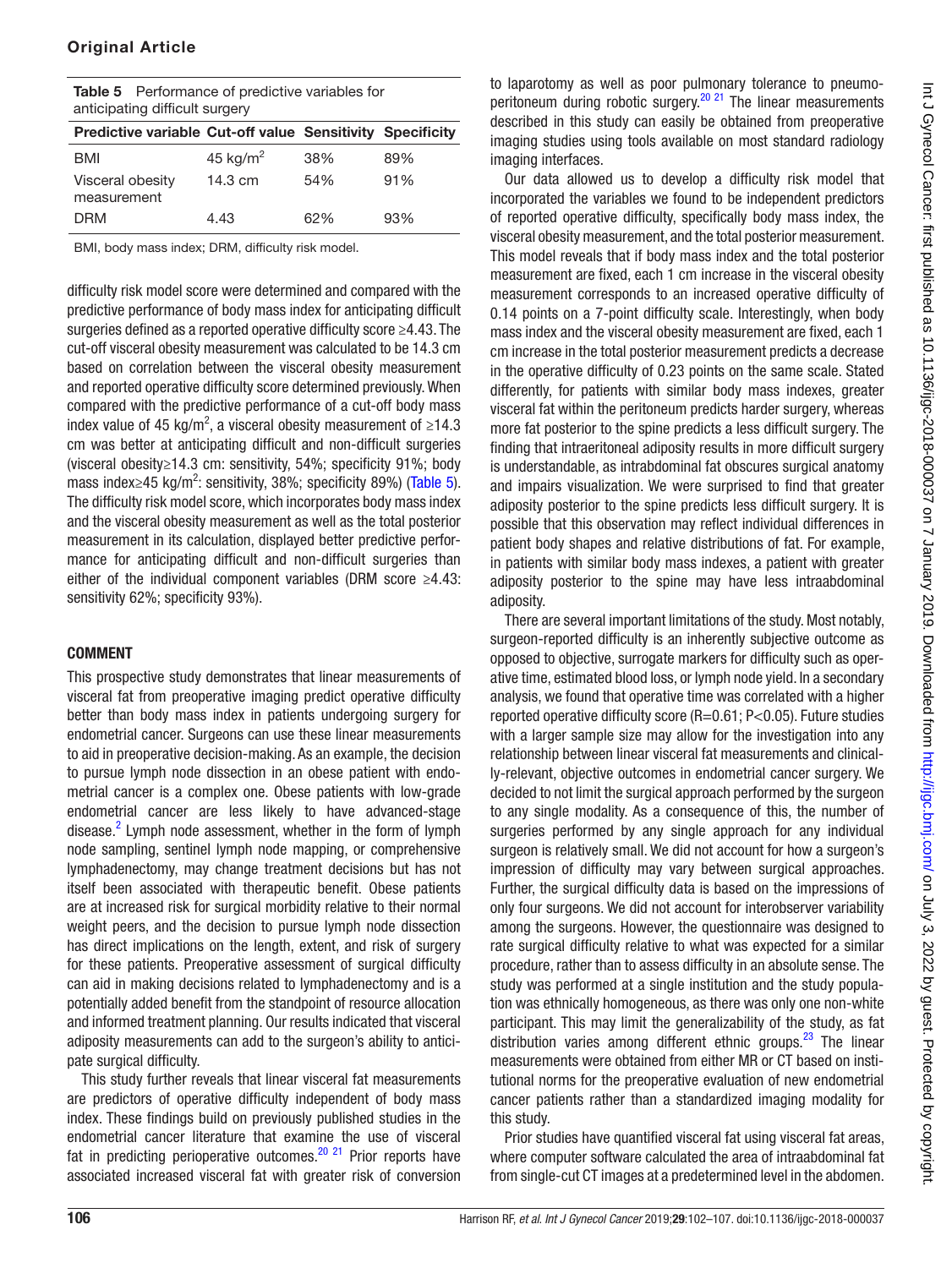**Table 5** Performance of predictive variables for anticipating difficult surgery

| Predictive variable | Cut-off value | Sensitivity | Specificity |
|---|---|---|---|
| BMI | 45 kg/m$^2$ | 38% | 89% |
| Visceral obesity measurement | 14.3 cm | 54% | 91% |
| DRM | 4.43 | 62% | 93% |

BMI, body mass index; DRM, difficulty risk model.

difficulty risk model score were determined and compared with the predictive performance of body mass index for anticipating difficult surgeries defined as a reported operative difficulty score ≥4.43. The cut-off visceral obesity measurement was calculated to be 14.3 cm based on correlation between the visceral obesity measurement and reported operative difficulty score determined previously. When compared with the predictive performance of a cut-off body mass index value of 45 kg/m$^2$, a visceral obesity measurement of ≥14.3 cm was better at anticipating difficult and non-difficult surgeries (visceral obesity≥14.3 cm: sensitivity, 54%; specificity 91%; body mass index≥45 kg/m$^2$: sensitivity, 38%; specificity 89%) (Table 5). The difficulty risk model score, which incorporates body mass index and the visceral obesity measurement as well as the total posterior measurement in its calculation, displayed better predictive performance for anticipating difficult and non-difficult surgeries than either of the individual component variables (DRM score ≥4.43: sensitivity 62%; specificity 93%).

## COMMENT

This prospective study demonstrates that linear measurements of visceral fat from preoperative imaging predict operative difficulty better than body mass index in patients undergoing surgery for endometrial cancer. Surgeons can use these linear measurements to aid in preoperative decision-making. As an example, the decision to pursue lymph node dissection in an obese patient with endometrial cancer is a complex one. Obese patients with low-grade endometrial cancer are less likely to have advanced-stage disease.[2] Lymph node assessment, whether in the form of lymph node sampling, sentinel lymph node mapping, or comprehensive lymphadenectomy, may change treatment decisions but has not itself been associated with therapeutic benefit. Obese patients are at increased risk for surgical morbidity relative to their normal weight peers, and the decision to pursue lymph node dissection has direct implications on the length, extent, and risk of surgery for these patients. Preoperative assessment of surgical difficulty can aid in making decisions related to lymphadenectomy and is a potentially added benefit from the standpoint of resource allocation and informed treatment planning. Our results indicated that visceral adiposity measurements can add to the surgeon's ability to anticipate surgical difficulty.

This study further reveals that linear visceral fat measurements are predictors of operative difficulty independent of body mass index. These findings build on previously published studies in the endometrial cancer literature that examine the use of visceral fat in predicting perioperative outcomes.[20 21] Prior reports have associated increased visceral fat with greater risk of conversion to laparotomy as well as poor pulmonary tolerance to pneumoperitoneum during robotic surgery.[20 21] The linear measurements described in this study can easily be obtained from preoperative imaging studies using tools available on most standard radiology imaging interfaces.

Our data allowed us to develop a difficulty risk model that incorporated the variables we found to be independent predictors of reported operative difficulty, specifically body mass index, the visceral obesity measurement, and the total posterior measurement. This model reveals that if body mass index and the total posterior measurement are fixed, each 1 cm increase in the visceral obesity measurement corresponds to an increased operative difficulty of 0.14 points on a 7-point difficulty scale. Interestingly, when body mass index and the visceral obesity measurement are fixed, each 1 cm increase in the total posterior measurement predicts a decrease in the operative difficulty of 0.23 points on the same scale. Stated differently, for patients with similar body mass indexes, greater visceral fat within the peritoneum predicts harder surgery, whereas more fat posterior to the spine predicts a less difficult surgery. The finding that intraeritoneal adiposity results in more difficult surgery is understandable, as intrabdominal fat obscures surgical anatomy and impairs visualization. We were surprised to find that greater adiposity posterior to the spine predicts less difficult surgery. It is possible that this observation may reflect individual differences in patient body shapes and relative distributions of fat. For example, in patients with similar body mass indexes, a patient with greater adiposity posterior to the spine may have less intraabdominal adiposity.

There are several important limitations of the study. Most notably, surgeon-reported difficulty is an inherently subjective outcome as opposed to objective, surrogate markers for difficulty such as operative time, estimated blood loss, or lymph node yield. In a secondary analysis, we found that operative time was correlated with a higher reported operative difficulty score (R=0.61; P<0.05). Future studies with a larger sample size may allow for the investigation into any relationship between linear visceral fat measurements and clinically-relevant, objective outcomes in endometrial cancer surgery. We decided to not limit the surgical approach performed by the surgeon to any single modality. As a consequence of this, the number of surgeries performed by any single approach for any individual surgeon is relatively small. We did not account for how a surgeon's impression of difficulty may vary between surgical approaches. Further, the surgical difficulty data is based on the impressions of only four surgeons. We did not account for interobserver variability among the surgeons. However, the questionnaire was designed to rate surgical difficulty relative to what was expected for a similar procedure, rather than to assess difficulty in an absolute sense. The study was performed at a single institution and the study population was ethnically homogeneous, as there was only one non-white participant. This may limit the generalizability of the study, as fat distribution varies among different ethnic groups.[23] The linear measurements were obtained from either MR or CT based on institutional norms for the preoperative evaluation of new endometrial cancer patients rather than a standardized imaging modality for this study.

Prior studies have quantified visceral fat using visceral fat areas, where computer software calculated the area of intraabdominal fat from single-cut CT images at a predetermined level in the abdomen.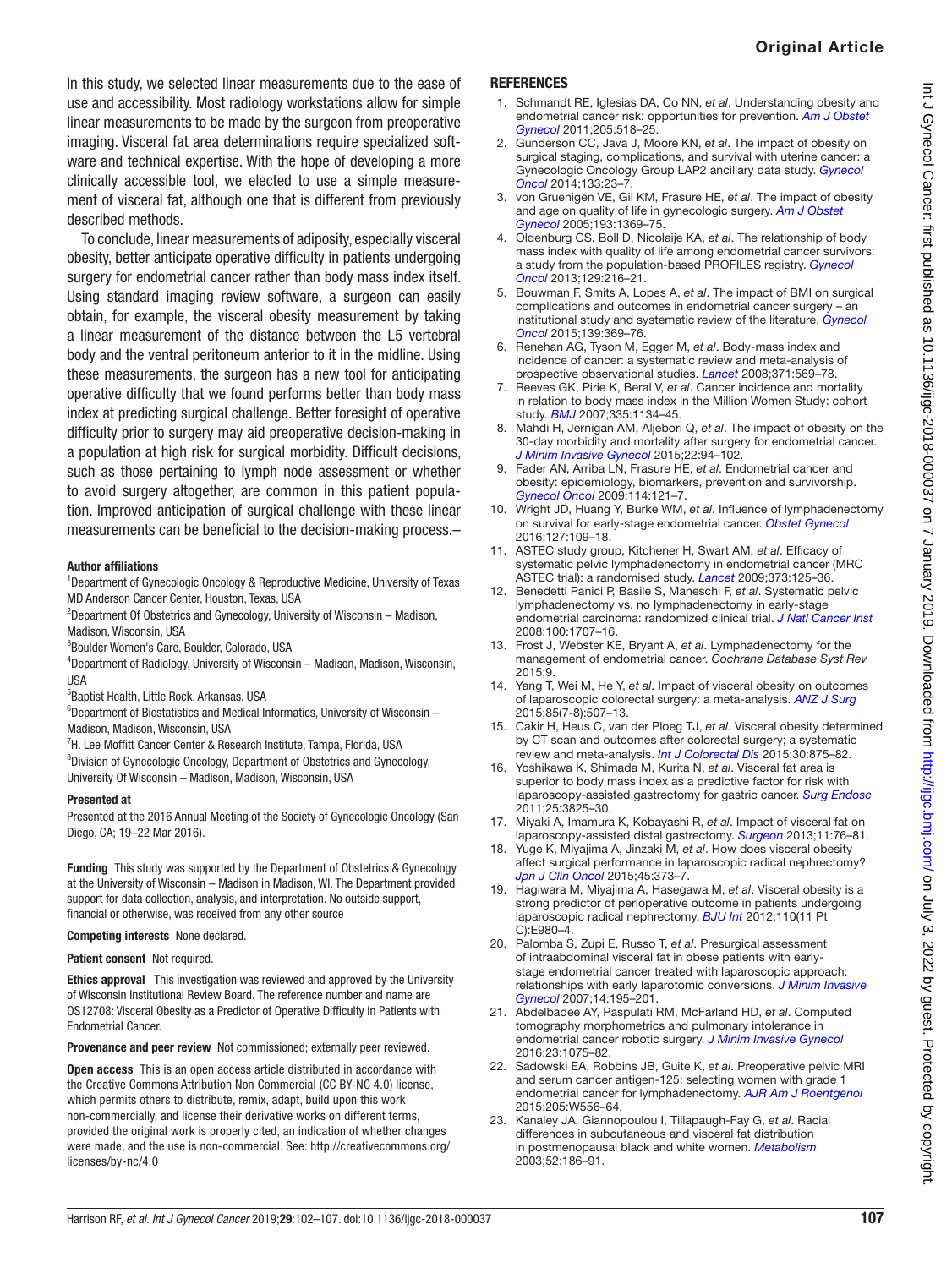In this study, we selected linear measurements due to the ease of use and accessibility. Most radiology workstations allow for simple linear measurements to be made by the surgeon from preoperative imaging. Visceral fat area determinations require specialized software and technical expertise. With the hope of developing a more clinically accessible tool, we elected to use a simple measurement of visceral fat, although one that is different from previously described methods.

To conclude, linear measurements of adiposity, especially visceral obesity, better anticipate operative difficulty in patients undergoing surgery for endometrial cancer rather than body mass index itself. Using standard imaging review software, a surgeon can easily obtain, for example, the visceral obesity measurement by taking a linear measurement of the distance between the L5 vertebral body and the ventral peritoneum anterior to it in the midline. Using these measurements, the surgeon has a new tool for anticipating operative difficulty that we found performs better than body mass index at predicting surgical challenge. Better foresight of operative difficulty prior to surgery may aid preoperative decision-making in a population at high risk for surgical morbidity. Difficult decisions, such as those pertaining to lymph node assessment or whether to avoid surgery altogether, are common in this patient population. Improved anticipation of surgical challenge with these linear measurements can be beneficial to the decision-making process.–

**Author affiliations**

[1]Department of Gynecologic Oncology & Reproductive Medicine, University of Texas MD Anderson Cancer Center, Houston, Texas, USA
[2]Department Of Obstetrics and Gynecology, University of Wisconsin – Madison, Madison, Wisconsin, USA
[3]Boulder Women's Care, Boulder, Colorado, USA
[4]Department of Radiology, University of Wisconsin – Madison, Madison, Wisconsin, USA
[5]Baptist Health, Little Rock, Arkansas, USA
[6]Department of Biostatistics and Medical Informatics, University of Wisconsin – Madison, Madison, Wisconsin, USA
[7]H. Lee Moffitt Cancer Center & Research Institute, Tampa, Florida, USA
[8]Division of Gynecologic Oncology, Department of Obstetrics and Gynecology, University Of Wisconsin – Madison, Madison, Wisconsin, USA

**Presented at**

Presented at the 2016 Annual Meeting of the Society of Gynecologic Oncology (San Diego, CA; 19–22 Mar 2016).

**Funding** This study was supported by the Department of Obstetrics & Gynecology at the University of Wisconsin – Madison in Madison, WI. The Department provided support for data collection, analysis, and interpretation. No outside support, financial or otherwise, was received from any other source

**Competing interests** None declared.

**Patient consent** Not required.

**Ethics approval** This investigation was reviewed and approved by the University of Wisconsin Institutional Review Board. The reference number and name are OS12708: Visceral Obesity as a Predictor of Operative Difficulty in Patients with Endometrial Cancer.

**Provenance and peer review** Not commissioned; externally peer reviewed.

**Open access** This is an open access article distributed in accordance with the Creative Commons Attribution Non Commercial (CC BY-NC 4.0) license, which permits others to distribute, remix, adapt, build upon this work non-commercially, and license their derivative works on different terms, provided the original work is properly cited, an indication of whether changes were made, and the use is non-commercial. See: http://creativecommons.org/licenses/by-nc/4.0

## REFERENCES

1. Schmandt RE, Iglesias DA, Co NN, *et al*. Understanding obesity and endometrial cancer risk: opportunities for prevention. *Am J Obstet Gynecol* 2011;205:518–25.
2. Gunderson CC, Java J, Moore KN, *et al*. The impact of obesity on surgical staging, complications, and survival with uterine cancer: a Gynecologic Oncology Group LAP2 ancillary data study. *Gynecol Oncol* 2014;133:23–7.
3. von Gruenigen VE, Gil KM, Frasure HE, *et al*. The impact of obesity and age on quality of life in gynecologic surgery. *Am J Obstet Gynecol* 2005;193:1369–75.
4. Oldenburg CS, Boll D, Nicolaije KA, *et al*. The relationship of body mass index with quality of life among endometrial cancer survivors: a study from the population-based PROFILES registry. *Gynecol Oncol* 2013;129:216–21.
5. Bouwman F, Smits A, Lopes A, *et al*. The impact of BMI on surgical complications and outcomes in endometrial cancer surgery – an institutional study and systematic review of the literature. *Gynecol Oncol* 2015;139:369–76.
6. Renehan AG, Tyson M, Egger M, *et al*. Body-mass index and incidence of cancer: a systematic review and meta-analysis of prospective observational studies. *Lancet* 2008;371:569–78.
7. Reeves GK, Pirie K, Beral V, *et al*. Cancer incidence and mortality in relation to body mass index in the Million Women Study: cohort study. *BMJ* 2007;335:1134–45.
8. Mahdi H, Jernigan AM, Aljebori Q, *et al*. The impact of obesity on the 30-day morbidity and mortality after surgery for endometrial cancer. *J Minim Invasive Gynecol* 2015;22:94–102.
9. Fader AN, Arriba LN, Frasure HE, *et al*. Endometrial cancer and obesity: epidemiology, biomarkers, prevention and survivorship. *Gynecol Oncol* 2009;114:121–7.
10. Wright JD, Huang Y, Burke WM, *et al*. Influence of lymphadenectomy on survival for early-stage endometrial cancer. *Obstet Gynecol* 2016;127:109–18.
11. ASTEC study group, Kitchener H, Swart AM, *et al*. Efficacy of systematic pelvic lymphadenectomy in endometrial cancer (MRC ASTEC trial): a randomised study. *Lancet* 2009;373:125–36.
12. Benedetti Panici P, Basile S, Maneschi F, *et al*. Systematic pelvic lymphadenectomy vs. no lymphadenectomy in early-stage endometrial carcinoma: randomized clinical trial. *J Natl Cancer Inst* 2008;100:1707–16.
13. Frost J, Webster KE, Bryant A, *et al*. Lymphadenectomy for the management of endometrial cancer. *Cochrane Database Syst Rev* 2015;9.
14. Yang T, Wei M, He Y, *et al*. Impact of visceral obesity on outcomes of laparoscopic colorectal surgery: a meta-analysis. *ANZ J Surg* 2015;85(7-8):507–13.
15. Cakir H, Heus C, van der Ploeg TJ, *et al*. Visceral obesity determined by CT scan and outcomes after colorectal surgery; a systematic review and meta-analysis. *Int J Colorectal Dis* 2015;30:875–82.
16. Yoshikawa K, Shimada M, Kurita N, *et al*. Visceral fat area is superior to body mass index as a predictive factor for risk with laparoscopy-assisted gastrectomy for gastric cancer. *Surg Endosc* 2011;25:3825–30.
17. Miyaki A, Imamura K, Kobayashi R, *et al*. Impact of visceral fat on laparoscopy-assisted distal gastrectomy. *Surgeon* 2013;11:76–81.
18. Yuge K, Miyajima A, Jinzaki M, *et al*. How does visceral obesity affect surgical performance in laparoscopic radical nephrectomy? *Jpn J Clin Oncol* 2015;45:373–7.
19. Hagiwara M, Miyajima A, Hasegawa M, *et al*. Visceral obesity is a strong predictor of perioperative outcome in patients undergoing laparoscopic radical nephrectomy. *BJU Int* 2012;110(11 Pt C):E980–4.
20. Palomba S, Zupi E, Russo T, *et al*. Presurgical assessment of intraabdominal visceral fat in obese patients with early-stage endometrial cancer treated with laparoscopic approach: relationships with early laparotomic conversions. *J Minim Invasive Gynecol* 2007;14:195–201.
21. Abdelbadee AY, Paspulati RM, McFarland HD, *et al*. Computed tomography morphometrics and pulmonary intolerance in endometrial cancer robotic surgery. *J Minim Invasive Gynecol* 2016;23:1075–82.
22. Sadowski EA, Robbins JB, Guite K, *et al*. Preoperative pelvic MRI and serum cancer antigen-125: selecting women with grade 1 endometrial cancer for lymphadenectomy. *AJR Am J Roentgenol* 2015;205:W556–64.
23. Kanaley JA, Giannopoulou I, Tillapaugh-Fay G, *et al*. Racial differences in subcutaneous and visceral fat distribution in postmenopausal black and white women. *Metabolism* 2003;52:186–91.